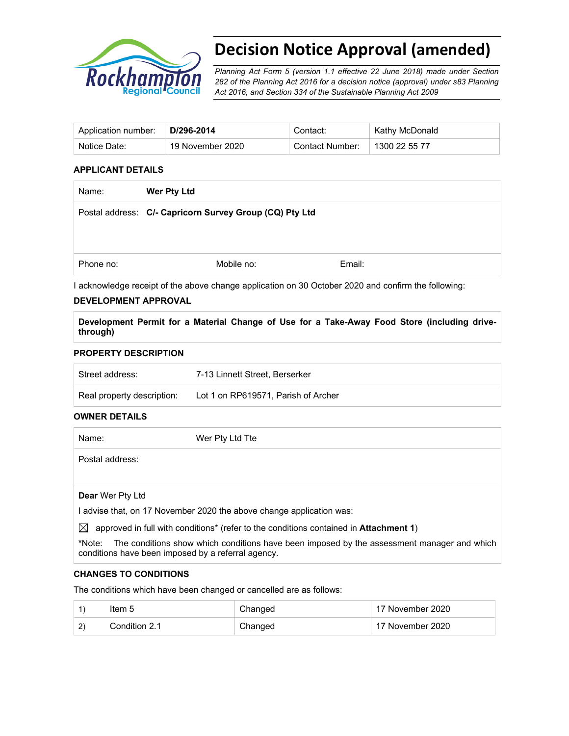# Decision Notice Approval (amended)

*Planning Act Form 5 (version 1.1 effective 22 June 2018) made under Section 282 of the Planning Act 2016 for a decision notice (approval) under s83 Planning Act 2016, and Section 334 of the Sustainable Planning Act 2009*

| Application number: | **D/296-2014** | Contact: | Kathy McDonald |
|---|---|---|---|
| Notice Date: | 19 November 2020 | Contact Number: | 1300 22 55 77 |

### APPLICANT DETAILS

| Name: | **Wer Pty Ltd** | |
|---|---|---|
| Postal address: | **C/- Capricorn Survey Group (CQ) Pty Ltd** | |
| Phone no: | Mobile no: | Email: |

I acknowledge receipt of the above change application on 30 October 2020 and confirm the following:

### DEVELOPMENT APPROVAL

**Development Permit for a Material Change of Use for a Take-Away Food Store (including drive-through)**

### PROPERTY DESCRIPTION

| Street address: | 7-13 Linnett Street, Berserker |
|---|---|
| Real property description: | Lot 1 on RP619571, Parish of Archer |

### OWNER DETAILS

| Name: | Wer Pty Ltd Tte |
|---|---|
| Postal address: | |

**Dear** Wer Pty Ltd

I advise that, on 17 November 2020 the above change application was:

☒ approved in full with conditions* (refer to the conditions contained in **Attachment 1**)

***Note:** The conditions show which conditions have been imposed by the assessment manager and which conditions have been imposed by a referral agency.

### CHANGES TO CONDITIONS

The conditions which have been changed or cancelled are as follows:

| | | | |
|---|---|---|---|
| 1) | Item 5 | Changed | 17 November 2020 |
| 2) | Condition 2.1 | Changed | 17 November 2020 |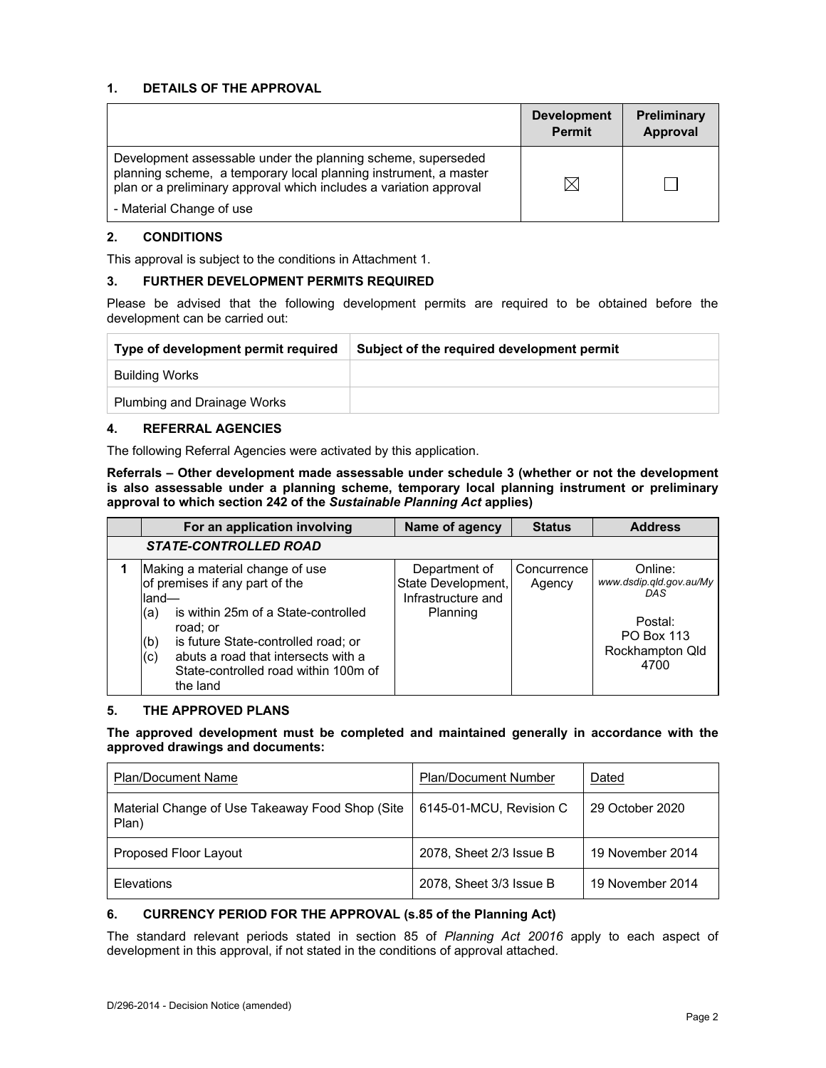## 1. DETAILS OF THE APPROVAL

| | Development Permit | Preliminary Approval |
|---|---|---|
| Development assessable under the planning scheme, superseded planning scheme, a temporary local planning instrument, a master plan or a preliminary approval which includes a variation approval<br>- Material Change of use | ☒ | ☐ |

## 2. CONDITIONS

This approval is subject to the conditions in Attachment 1.

## 3. FURTHER DEVELOPMENT PERMITS REQUIRED

Please be advised that the following development permits are required to be obtained before the development can be carried out:

| Type of development permit required | Subject of the required development permit |
|---|---|
| Building Works | |
| Plumbing and Drainage Works | |

## 4. REFERRAL AGENCIES

The following Referral Agencies were activated by this application.

**Referrals – Other development made assessable under schedule 3 (whether or not the development is also assessable under a planning scheme, temporary local planning instrument or preliminary approval to which section 242 of the *Sustainable Planning Act* applies)**

| | For an application involving | Name of agency | Status | Address |
|---|---|---|---|---|
| | ***STATE-CONTROLLED ROAD*** | | | |
| 1 | Making a material change of use of premises if any part of the land—<br>(a) is within 25m of a State-controlled road; or<br>(b) is future State-controlled road; or<br>(c) abuts a road that intersects with a State-controlled road within 100m of the land | Department of State Development, Infrastructure and Planning | Concurrence Agency | Online: *www.dsdip.qld.gov.au/MyDAS*<br><br>Postal:<br>PO Box 113<br>Rockhampton Qld 4700 |

## 5. THE APPROVED PLANS

**The approved development must be completed and maintained generally in accordance with the approved drawings and documents:**

| Plan/Document Name | Plan/Document Number | Dated |
|---|---|---|
| Material Change of Use Takeaway Food Shop (Site Plan) | 6145-01-MCU, Revision C | 29 October 2020 |
| Proposed Floor Layout | 2078, Sheet 2/3 Issue B | 19 November 2014 |
| Elevations | 2078, Sheet 3/3 Issue B | 19 November 2014 |

## 6. CURRENCY PERIOD FOR THE APPROVAL (s.85 of the Planning Act)

The standard relevant periods stated in section 85 of *Planning Act 20016* apply to each aspect of development in this approval, if not stated in the conditions of approval attached.

D/296-2014 - Decision Notice (amended)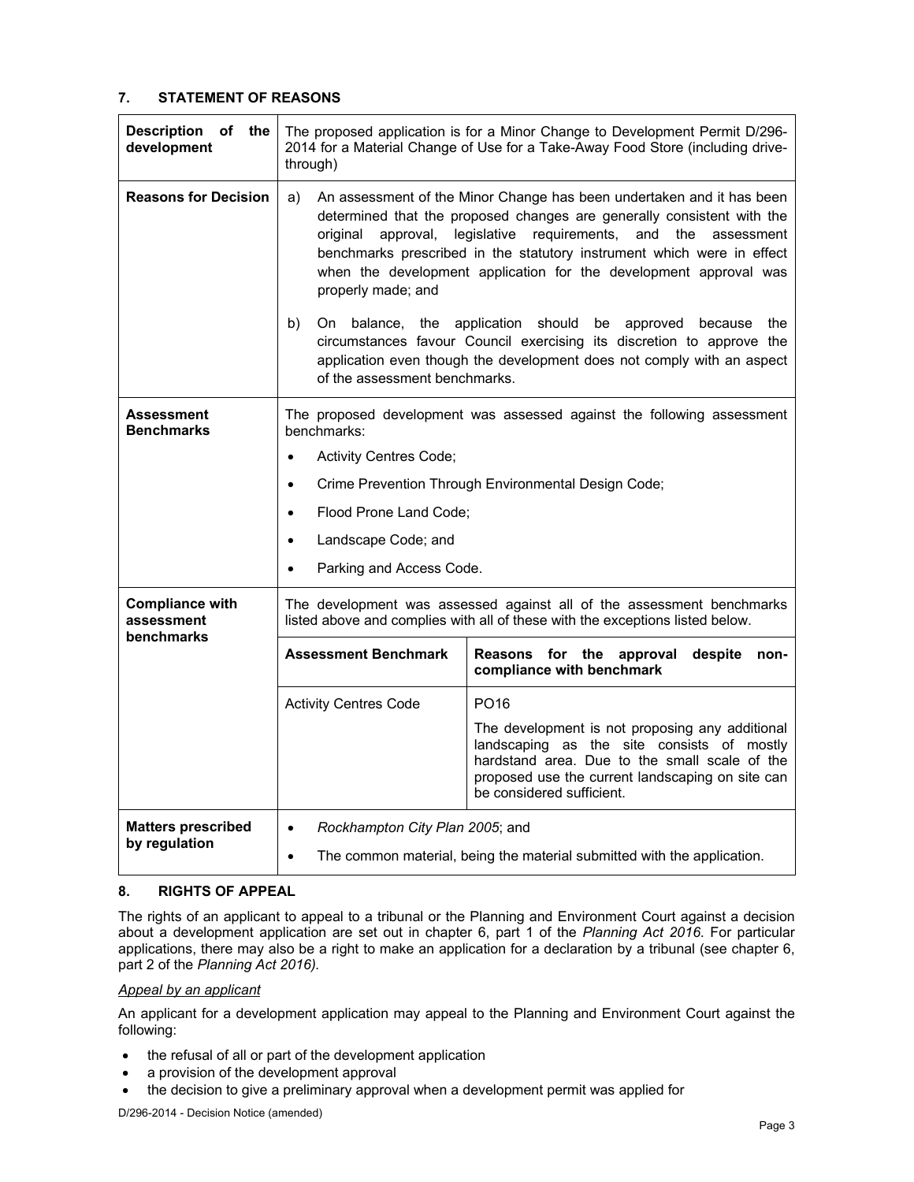## 7. STATEMENT OF REASONS

| | |
|---|---|
| **Description of the development** | The proposed application is for a Minor Change to Development Permit D/296-2014 for a Material Change of Use for a Take-Away Food Store (including drive-through) |
| **Reasons for Decision** | a) An assessment of the Minor Change has been undertaken and it has been determined that the proposed changes are generally consistent with the original approval, legislative requirements, and the assessment benchmarks prescribed in the statutory instrument which were in effect when the development application for the development approval was properly made; and<br><br>b) On balance, the application should be approved because the circumstances favour Council exercising its discretion to approve the application even though the development does not comply with an aspect of the assessment benchmarks. |
| **Assessment Benchmarks** | The proposed development was assessed against the following assessment benchmarks:<br>• Activity Centres Code;<br>• Crime Prevention Through Environmental Design Code;<br>• Flood Prone Land Code;<br>• Landscape Code; and<br>• Parking and Access Code. |
| **Compliance with assessment benchmarks** | The development was assessed against all of the assessment benchmarks listed above and complies with all of these with the exceptions listed below.<br><br>**Assessment Benchmark:** Activity Centres Code<br>**Reasons for the approval despite non-compliance with benchmark:** PO16<br>The development is not proposing any additional landscaping as the site consists of mostly hardstand area. Due to the small scale of the proposed use the current landscaping on site can be considered sufficient. |
| **Matters prescribed by regulation** | • *Rockhampton City Plan 2005*; and<br>• The common material, being the material submitted with the application. |

## 8. RIGHTS OF APPEAL

The rights of an applicant to appeal to a tribunal or the Planning and Environment Court against a decision about a development application are set out in chapter 6, part 1 of the *Planning Act 2016*. For particular applications, there may also be a right to make an application for a declaration by a tribunal (see chapter 6, part 2 of the *Planning Act 2016).*

*Appeal by an applicant*

An applicant for a development application may appeal to the Planning and Environment Court against the following:

- the refusal of all or part of the development application
- a provision of the development approval
- the decision to give a preliminary approval when a development permit was applied for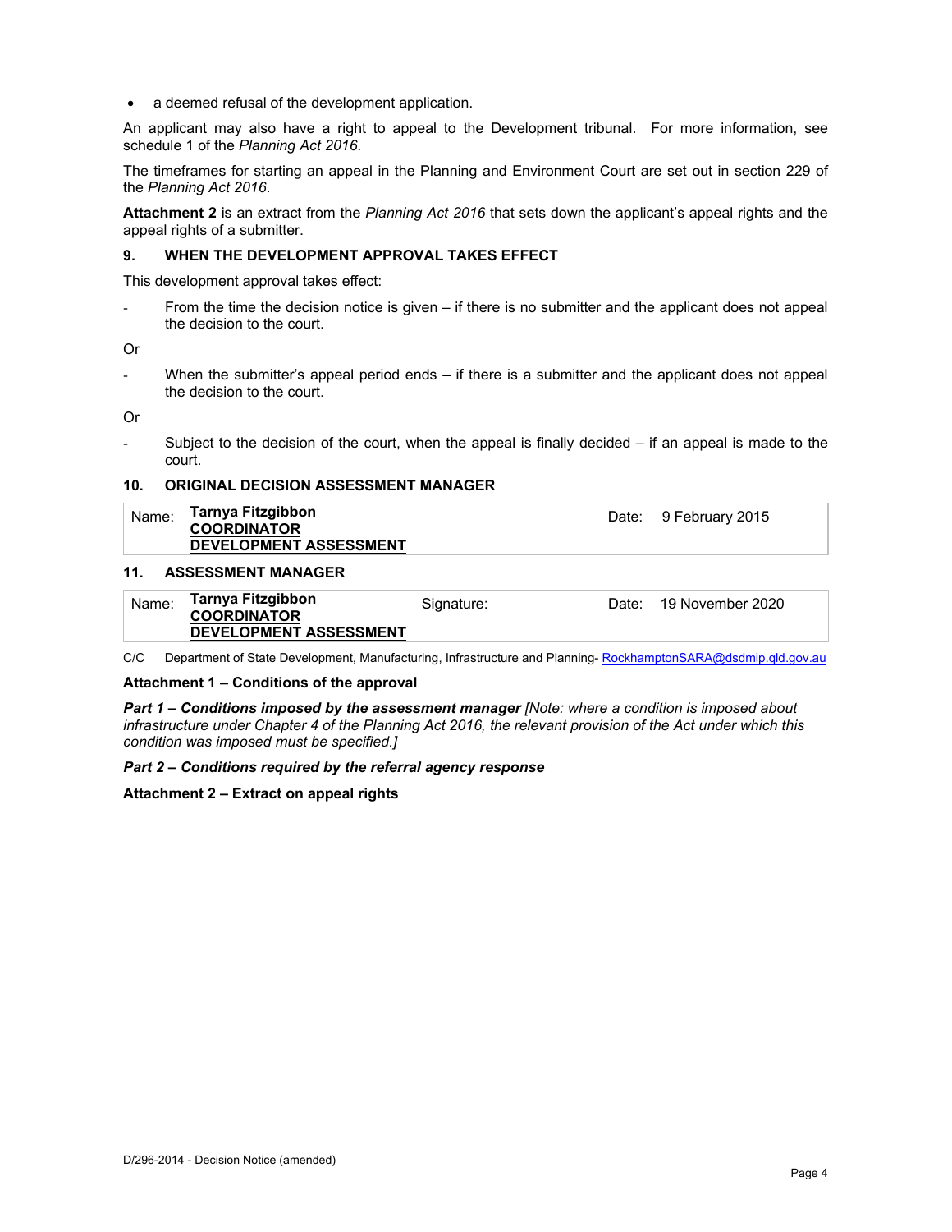- a deemed refusal of the development application.

An applicant may also have a right to appeal to the Development tribunal. For more information, see schedule 1 of the *Planning Act 2016*.

The timeframes for starting an appeal in the Planning and Environment Court are set out in section 229 of the *Planning Act 2016*.

**Attachment 2** is an extract from the *Planning Act 2016* that sets down the applicant's appeal rights and the appeal rights of a submitter.

## 9. WHEN THE DEVELOPMENT APPROVAL TAKES EFFECT

This development approval takes effect:

- From the time the decision notice is given – if there is no submitter and the applicant does not appeal the decision to the court.

Or

- When the submitter's appeal period ends – if there is a submitter and the applicant does not appeal the decision to the court.

Or

- Subject to the decision of the court, when the appeal is finally decided – if an appeal is made to the court.

## 10. ORIGINAL DECISION ASSESSMENT MANAGER

| Name: | **Tarnya Fitzgibbon**<br>**COORDINATOR**<br>**DEVELOPMENT ASSESSMENT** | Date: | 9 February 2015 |
|---|---|---|---|

## 11. ASSESSMENT MANAGER

| Name: | **Tarnya Fitzgibbon**<br>**COORDINATOR**<br>**DEVELOPMENT ASSESSMENT** | Signature: | Date: | 19 November 2020 |
|---|---|---|---|---|

C/C Department of State Development, Manufacturing, Infrastructure and Planning- RockhamptonSARA@dsdmip.qld.gov.au

**Attachment 1 – Conditions of the approval**

***Part 1 – Conditions imposed by the assessment manager*** *[Note: where a condition is imposed about infrastructure under Chapter 4 of the Planning Act 2016, the relevant provision of the Act under which this condition was imposed must be specified.]*

***Part 2 – Conditions required by the referral agency response***

**Attachment 2 – Extract on appeal rights**

D/296-2014 - Decision Notice (amended)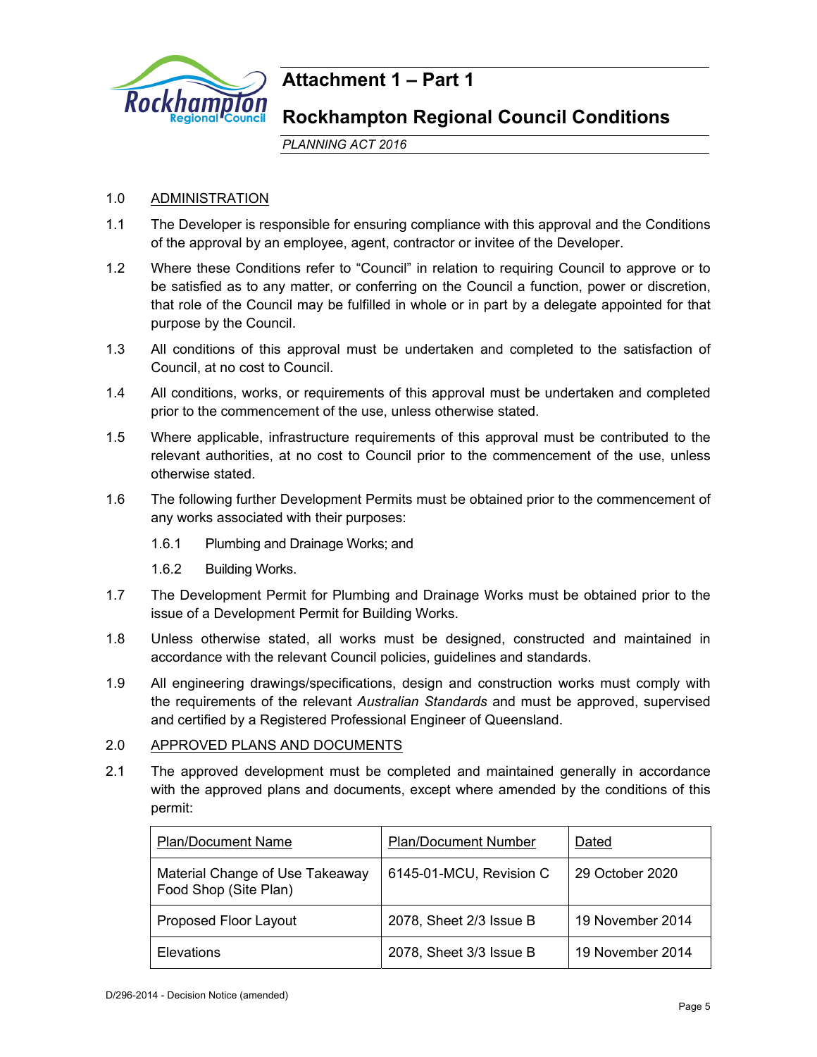# Attachment 1 – Part 1

# Rockhampton Regional Council Conditions

*PLANNING ACT 2016*

1.0 ADMINISTRATION

1.1 The Developer is responsible for ensuring compliance with this approval and the Conditions of the approval by an employee, agent, contractor or invitee of the Developer.

1.2 Where these Conditions refer to "Council" in relation to requiring Council to approve or to be satisfied as to any matter, or conferring on the Council a function, power or discretion, that role of the Council may be fulfilled in whole or in part by a delegate appointed for that purpose by the Council.

1.3 All conditions of this approval must be undertaken and completed to the satisfaction of Council, at no cost to Council.

1.4 All conditions, works, or requirements of this approval must be undertaken and completed prior to the commencement of the use, unless otherwise stated.

1.5 Where applicable, infrastructure requirements of this approval must be contributed to the relevant authorities, at no cost to Council prior to the commencement of the use, unless otherwise stated.

1.6 The following further Development Permits must be obtained prior to the commencement of any works associated with their purposes:

1.6.1 Plumbing and Drainage Works; and

1.6.2 Building Works.

1.7 The Development Permit for Plumbing and Drainage Works must be obtained prior to the issue of a Development Permit for Building Works.

1.8 Unless otherwise stated, all works must be designed, constructed and maintained in accordance with the relevant Council policies, guidelines and standards.

1.9 All engineering drawings/specifications, design and construction works must comply with the requirements of the relevant *Australian Standards* and must be approved, supervised and certified by a Registered Professional Engineer of Queensland.

2.0 APPROVED PLANS AND DOCUMENTS

2.1 The approved development must be completed and maintained generally in accordance with the approved plans and documents, except where amended by the conditions of this permit:

| Plan/Document Name | Plan/Document Number | Dated |
|---|---|---|
| Material Change of Use Takeaway Food Shop (Site Plan) | 6145-01-MCU, Revision C | 29 October 2020 |
| Proposed Floor Layout | 2078, Sheet 2/3 Issue B | 19 November 2014 |
| Elevations | 2078, Sheet 3/3 Issue B | 19 November 2014 |

D/296-2014 - Decision Notice (amended)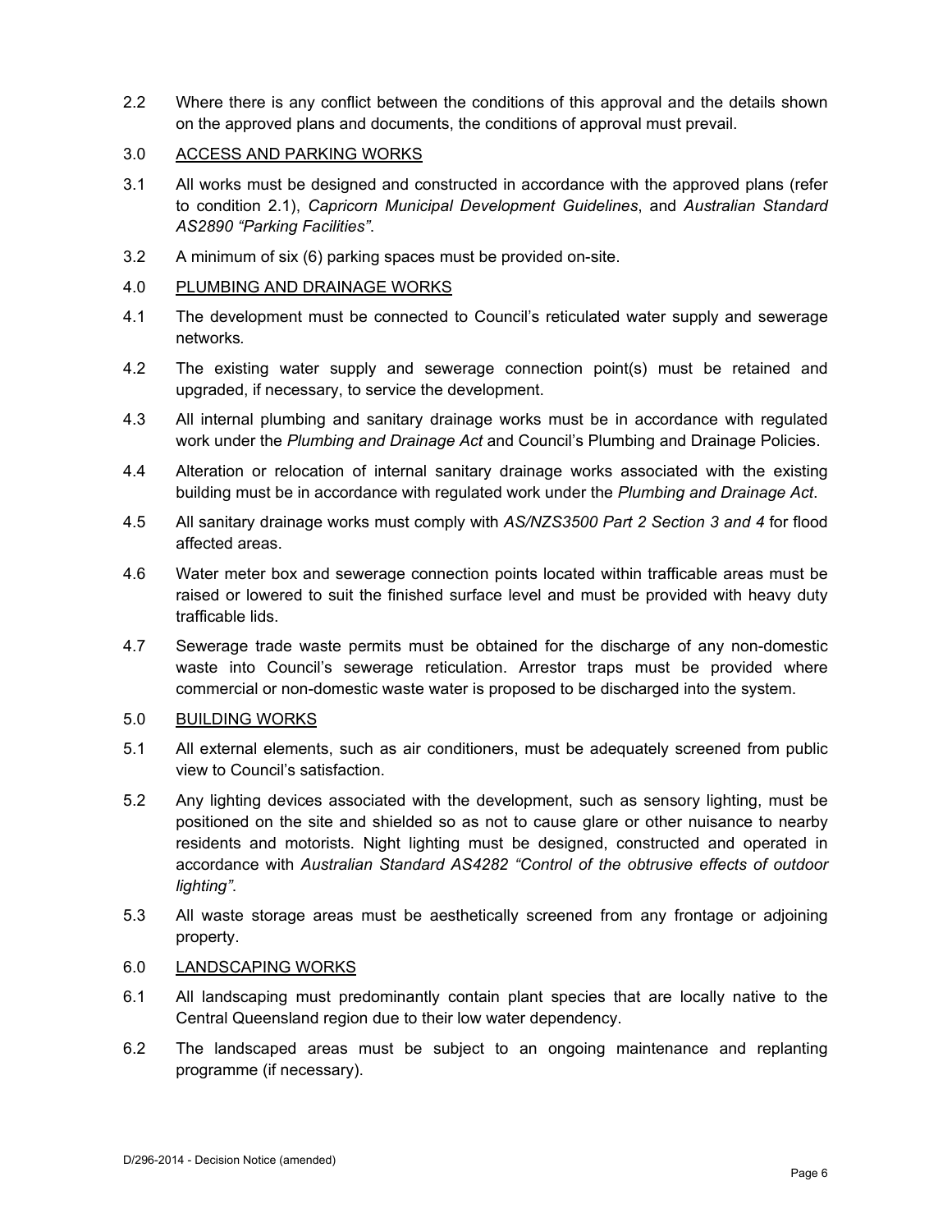2.2 Where there is any conflict between the conditions of this approval and the details shown on the approved plans and documents, the conditions of approval must prevail.

3.0 <u>ACCESS AND PARKING WORKS</u>

3.1 All works must be designed and constructed in accordance with the approved plans (refer to condition 2.1), *Capricorn Municipal Development Guidelines*, and *Australian Standard AS2890 "Parking Facilities"*.

3.2 A minimum of six (6) parking spaces must be provided on-site.

4.0 <u>PLUMBING AND DRAINAGE WORKS</u>

4.1 The development must be connected to Council's reticulated water supply and sewerage networks.

4.2 The existing water supply and sewerage connection point(s) must be retained and upgraded, if necessary, to service the development.

4.3 All internal plumbing and sanitary drainage works must be in accordance with regulated work under the *Plumbing and Drainage Act* and Council's Plumbing and Drainage Policies.

4.4 Alteration or relocation of internal sanitary drainage works associated with the existing building must be in accordance with regulated work under the *Plumbing and Drainage Act*.

4.5 All sanitary drainage works must comply with *AS/NZS3500 Part 2 Section 3 and 4* for flood affected areas.

4.6 Water meter box and sewerage connection points located within trafficable areas must be raised or lowered to suit the finished surface level and must be provided with heavy duty trafficable lids.

4.7 Sewerage trade waste permits must be obtained for the discharge of any non-domestic waste into Council's sewerage reticulation. Arrestor traps must be provided where commercial or non-domestic waste water is proposed to be discharged into the system.

5.0 <u>BUILDING WORKS</u>

5.1 All external elements, such as air conditioners, must be adequately screened from public view to Council's satisfaction.

5.2 Any lighting devices associated with the development, such as sensory lighting, must be positioned on the site and shielded so as not to cause glare or other nuisance to nearby residents and motorists. Night lighting must be designed, constructed and operated in accordance with *Australian Standard AS4282 "Control of the obtrusive effects of outdoor lighting"*.

5.3 All waste storage areas must be aesthetically screened from any frontage or adjoining property.

6.0 <u>LANDSCAPING WORKS</u>

6.1 All landscaping must predominantly contain plant species that are locally native to the Central Queensland region due to their low water dependency.

6.2 The landscaped areas must be subject to an ongoing maintenance and replanting programme (if necessary).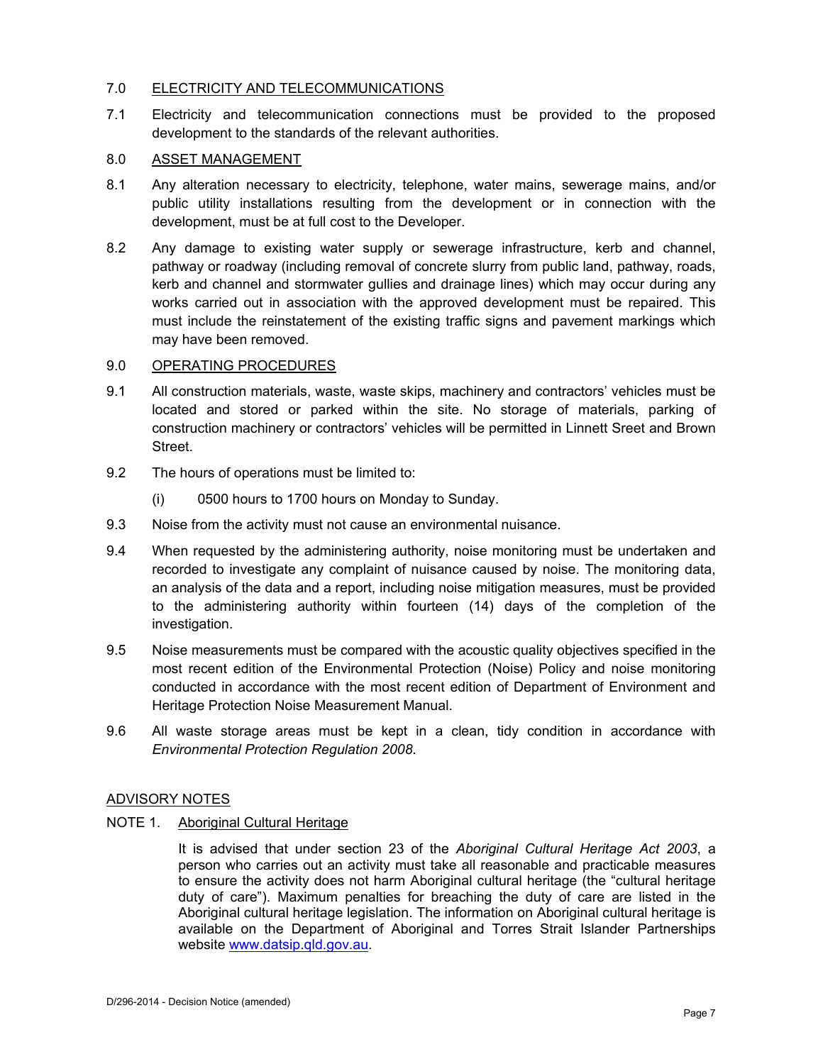## 7.0 ELECTRICITY AND TELECOMMUNICATIONS

7.1 Electricity and telecommunication connections must be provided to the proposed development to the standards of the relevant authorities.

## 8.0 ASSET MANAGEMENT

8.1 Any alteration necessary to electricity, telephone, water mains, sewerage mains, and/or public utility installations resulting from the development or in connection with the development, must be at full cost to the Developer.

8.2 Any damage to existing water supply or sewerage infrastructure, kerb and channel, pathway or roadway (including removal of concrete slurry from public land, pathway, roads, kerb and channel and stormwater gullies and drainage lines) which may occur during any works carried out in association with the approved development must be repaired. This must include the reinstatement of the existing traffic signs and pavement markings which may have been removed.

## 9.0 OPERATING PROCEDURES

9.1 All construction materials, waste, waste skips, machinery and contractors' vehicles must be located and stored or parked within the site. No storage of materials, parking of construction machinery or contractors' vehicles will be permitted in Linnett Sreet and Brown Street.

9.2 The hours of operations must be limited to:

(i) 0500 hours to 1700 hours on Monday to Sunday.

9.3 Noise from the activity must not cause an environmental nuisance.

9.4 When requested by the administering authority, noise monitoring must be undertaken and recorded to investigate any complaint of nuisance caused by noise. The monitoring data, an analysis of the data and a report, including noise mitigation measures, must be provided to the administering authority within fourteen (14) days of the completion of the investigation.

9.5 Noise measurements must be compared with the acoustic quality objectives specified in the most recent edition of the Environmental Protection (Noise) Policy and noise monitoring conducted in accordance with the most recent edition of Department of Environment and Heritage Protection Noise Measurement Manual.

9.6 All waste storage areas must be kept in a clean, tidy condition in accordance with *Environmental Protection Regulation 2008*.

## ADVISORY NOTES

### NOTE 1. Aboriginal Cultural Heritage

It is advised that under section 23 of the *Aboriginal Cultural Heritage Act 2003*, a person who carries out an activity must take all reasonable and practicable measures to ensure the activity does not harm Aboriginal cultural heritage (the "cultural heritage duty of care"). Maximum penalties for breaching the duty of care are listed in the Aboriginal cultural heritage legislation. The information on Aboriginal cultural heritage is available on the Department of Aboriginal and Torres Strait Islander Partnerships website www.datsip.qld.gov.au.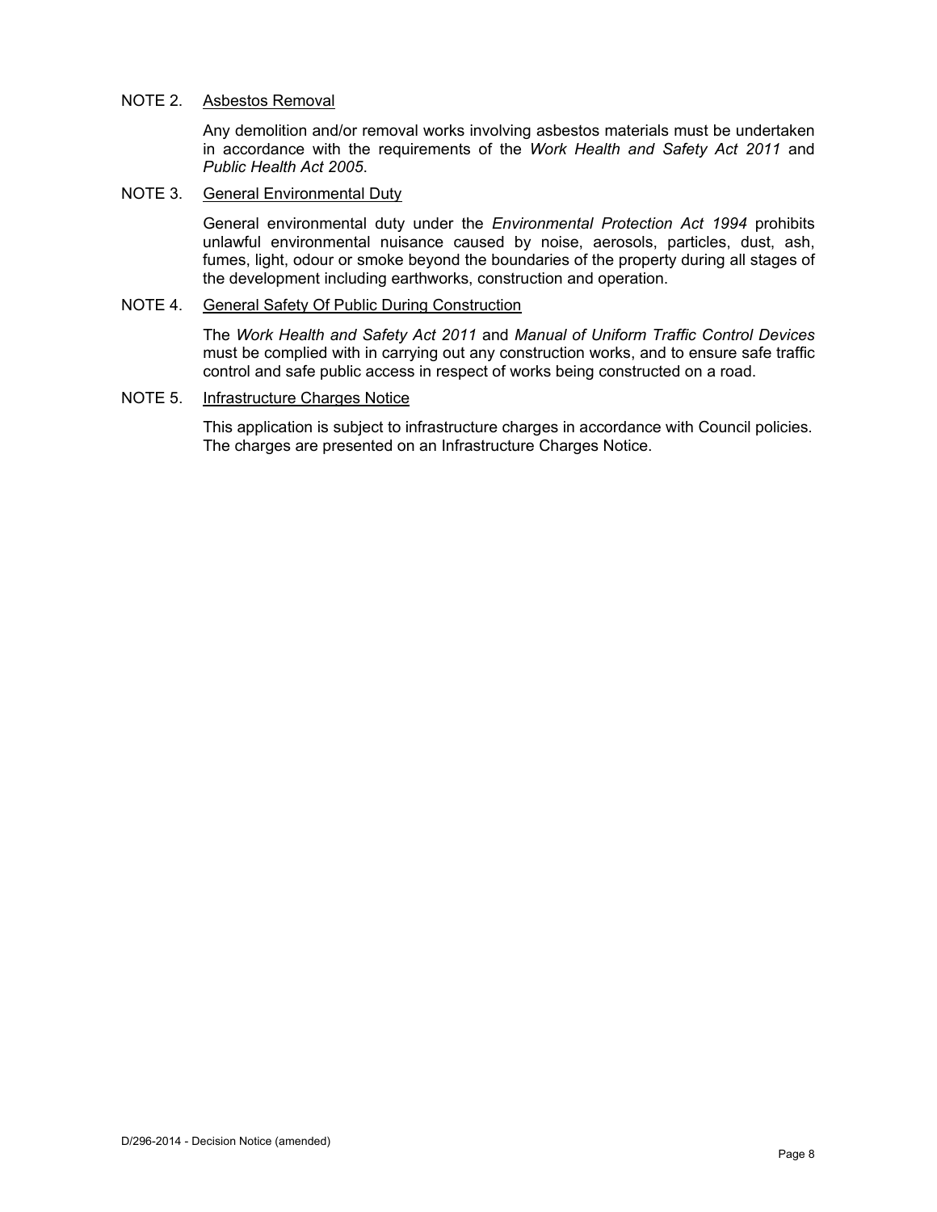NOTE 2. Asbestos Removal

Any demolition and/or removal works involving asbestos materials must be undertaken in accordance with the requirements of the *Work Health and Safety Act 2011* and *Public Health Act 2005*.

NOTE 3. General Environmental Duty

General environmental duty under the *Environmental Protection Act 1994* prohibits unlawful environmental nuisance caused by noise, aerosols, particles, dust, ash, fumes, light, odour or smoke beyond the boundaries of the property during all stages of the development including earthworks, construction and operation.

NOTE 4. General Safety Of Public During Construction

The *Work Health and Safety Act 2011* and *Manual of Uniform Traffic Control Devices* must be complied with in carrying out any construction works, and to ensure safe traffic control and safe public access in respect of works being constructed on a road.

NOTE 5. Infrastructure Charges Notice

This application is subject to infrastructure charges in accordance with Council policies. The charges are presented on an Infrastructure Charges Notice.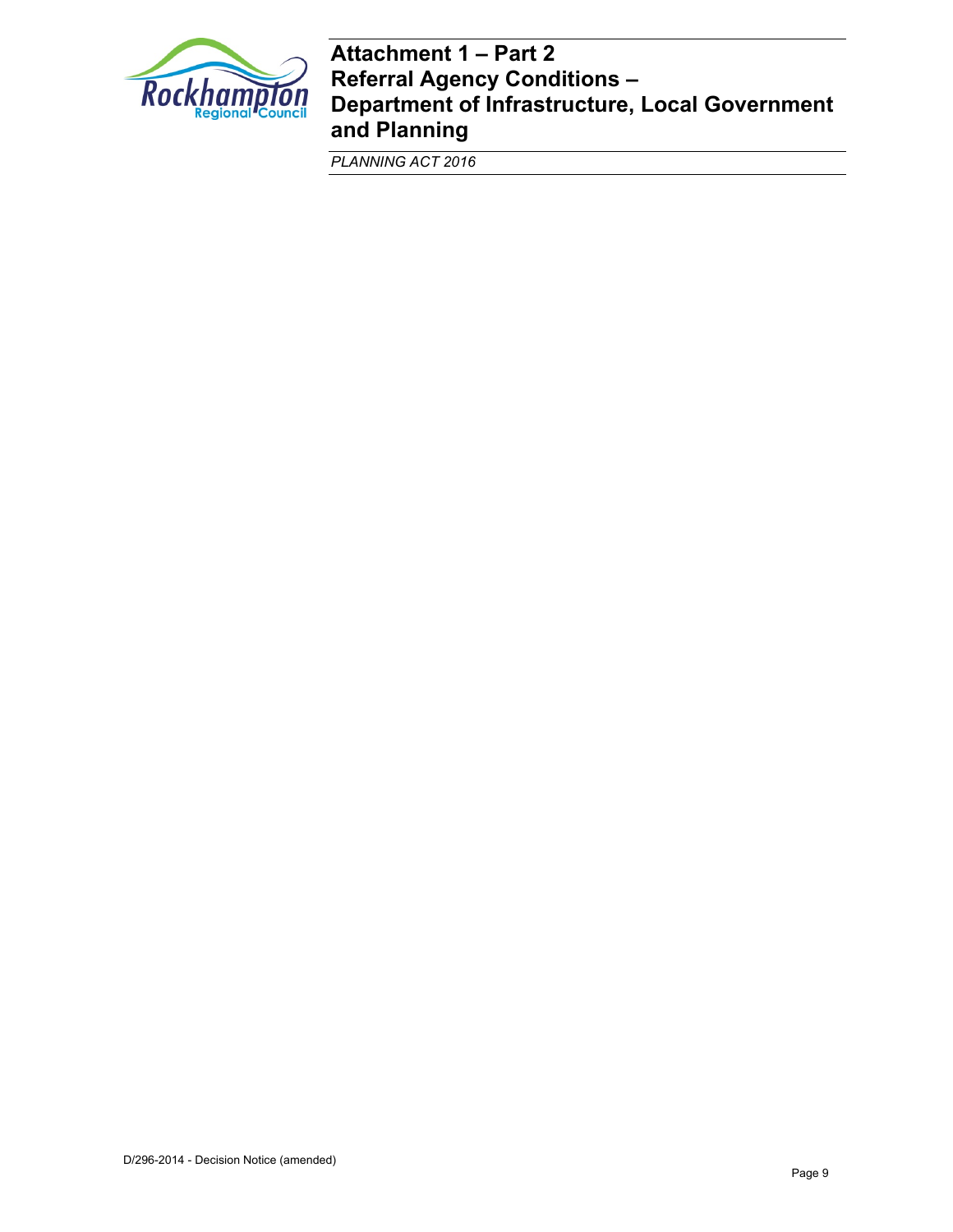# Attachment 1 – Part 2
# Referral Agency Conditions – Department of Infrastructure, Local Government and Planning

*PLANNING ACT 2016*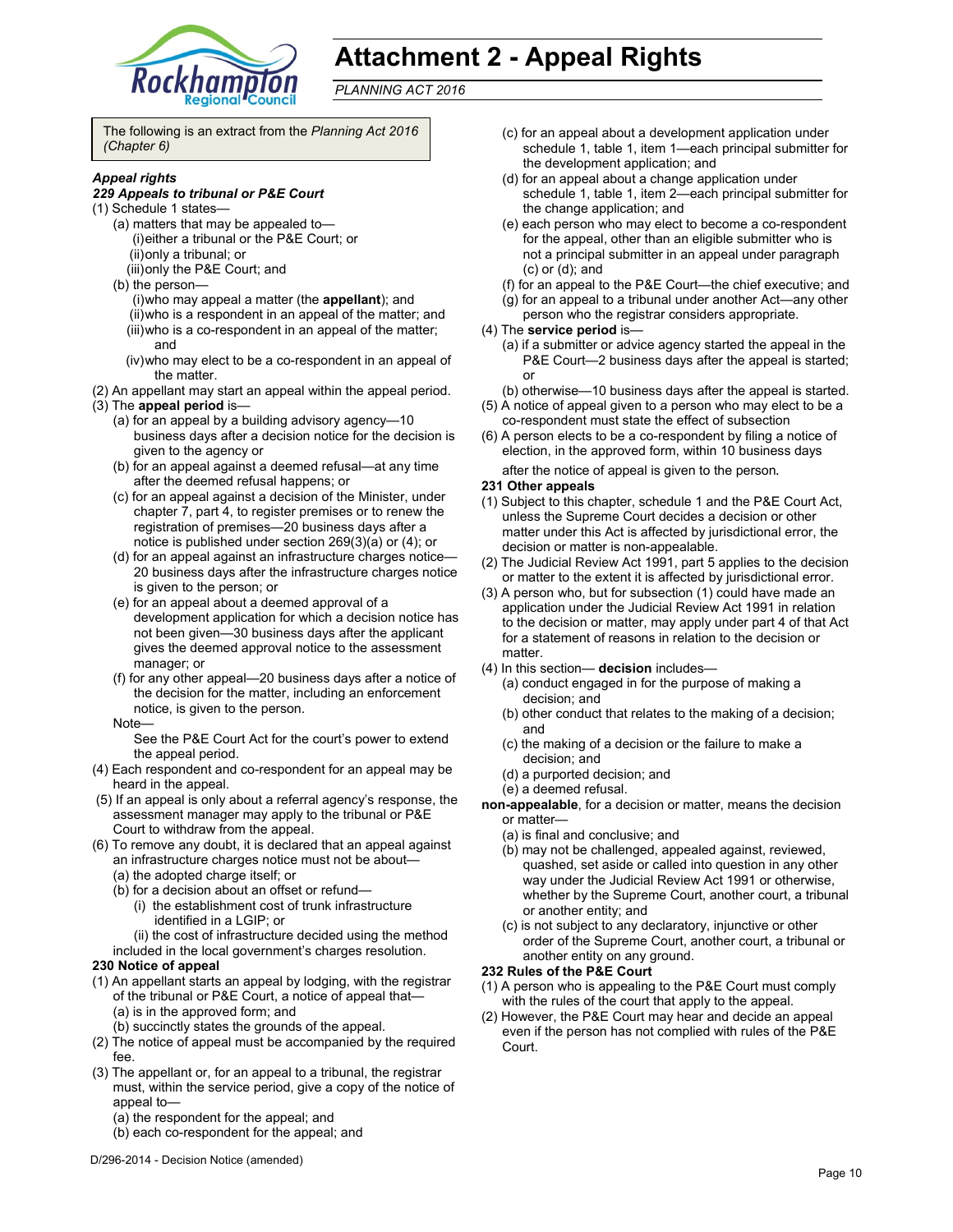# Attachment 2 - Appeal Rights

*PLANNING ACT 2016*

The following is an extract from the *Planning Act 2016 (Chapter 6)*

***Appeal rights***

***229 Appeals to tribunal or P&E Court***

(1) Schedule 1 states—

(a) matters that may be appealed to—

(i) either a tribunal or the P&E Court; or

(ii) only a tribunal; or

(iii) only the P&E Court; and

(b) the person—

(i) who may appeal a matter (the **appellant**); and

(ii) who is a respondent in an appeal of the matter; and

(iii) who is a co-respondent in an appeal of the matter; and

(iv) who may elect to be a co-respondent in an appeal of the matter.

(2) An appellant may start an appeal within the appeal period.

(3) The **appeal period** is—

(a) for an appeal by a building advisory agency—10 business days after a decision notice for the decision is given to the agency or

(b) for an appeal against a deemed refusal—at any time after the deemed refusal happens; or

(c) for an appeal against a decision of the Minister, under chapter 7, part 4, to register premises or to renew the registration of premises—20 business days after a notice is published under section 269(3)(a) or (4); or

(d) for an appeal against an infrastructure charges notice—20 business days after the infrastructure charges notice is given to the person; or

(e) for an appeal about a deemed approval of a development application for which a decision notice has not been given—30 business days after the applicant gives the deemed approval notice to the assessment manager; or

(f) for any other appeal—20 business days after a notice of the decision for the matter, including an enforcement notice, is given to the person.

Note—

See the P&E Court Act for the court's power to extend the appeal period.

(4) Each respondent and co-respondent for an appeal may be heard in the appeal.

(5) If an appeal is only about a referral agency's response, the assessment manager may apply to the tribunal or P&E Court to withdraw from the appeal.

(6) To remove any doubt, it is declared that an appeal against an infrastructure charges notice must not be about—

(a) the adopted charge itself; or

(b) for a decision about an offset or refund—

(i) the establishment cost of trunk infrastructure identified in a LGIP; or

(ii) the cost of infrastructure decided using the method included in the local government's charges resolution.

**230 Notice of appeal**

(1) An appellant starts an appeal by lodging, with the registrar of the tribunal or P&E Court, a notice of appeal that—

(a) is in the approved form; and

(b) succinctly states the grounds of the appeal.

(2) The notice of appeal must be accompanied by the required fee.

(3) The appellant or, for an appeal to a tribunal, the registrar must, within the service period, give a copy of the notice of appeal to—

(a) the respondent for the appeal; and

(b) each co-respondent for the appeal; and

(c) for an appeal about a development application under schedule 1, table 1, item 1—each principal submitter for the development application; and

(d) for an appeal about a change application under schedule 1, table 1, item 2—each principal submitter for the change application; and

(e) each person who may elect to become a co-respondent for the appeal, other than an eligible submitter who is not a principal submitter in an appeal under paragraph (c) or (d); and

(f) for an appeal to the P&E Court—the chief executive; and

(g) for an appeal to a tribunal under another Act—any other person who the registrar considers appropriate.

(4) The **service period** is—

(a) if a submitter or advice agency started the appeal in the P&E Court—2 business days after the appeal is started; or

(b) otherwise—10 business days after the appeal is started.

(5) A notice of appeal given to a person who may elect to be a co-respondent must state the effect of subsection

(6) A person elects to be a co-respondent by filing a notice of election, in the approved form, within 10 business days after the notice of appeal is given to the person.

**231 Other appeals**

(1) Subject to this chapter, schedule 1 and the P&E Court Act, unless the Supreme Court decides a decision or other matter under this Act is affected by jurisdictional error, the decision or matter is non-appealable.

(2) The Judicial Review Act 1991, part 5 applies to the decision or matter to the extent it is affected by jurisdictional error.

(3) A person who, but for subsection (1) could have made an application under the Judicial Review Act 1991 in relation to the decision or matter, may apply under part 4 of that Act for a statement of reasons in relation to the decision or matter.

(4) In this section— **decision** includes—

(a) conduct engaged in for the purpose of making a decision; and

(b) other conduct that relates to the making of a decision; and

(c) the making of a decision or the failure to make a decision; and

(d) a purported decision; and

(e) a deemed refusal.

**non-appealable**, for a decision or matter, means the decision or matter—

(a) is final and conclusive; and

(b) may not be challenged, appealed against, reviewed, quashed, set aside or called into question in any other way under the Judicial Review Act 1991 or otherwise, whether by the Supreme Court, another court, a tribunal or another entity; and

(c) is not subject to any declaratory, injunctive or other order of the Supreme Court, another court, a tribunal or another entity on any ground.

**232 Rules of the P&E Court**

(1) A person who is appealing to the P&E Court must comply with the rules of the court that apply to the appeal.

(2) However, the P&E Court may hear and decide an appeal even if the person has not complied with rules of the P&E Court.

D/296-2014 - Decision Notice (amended)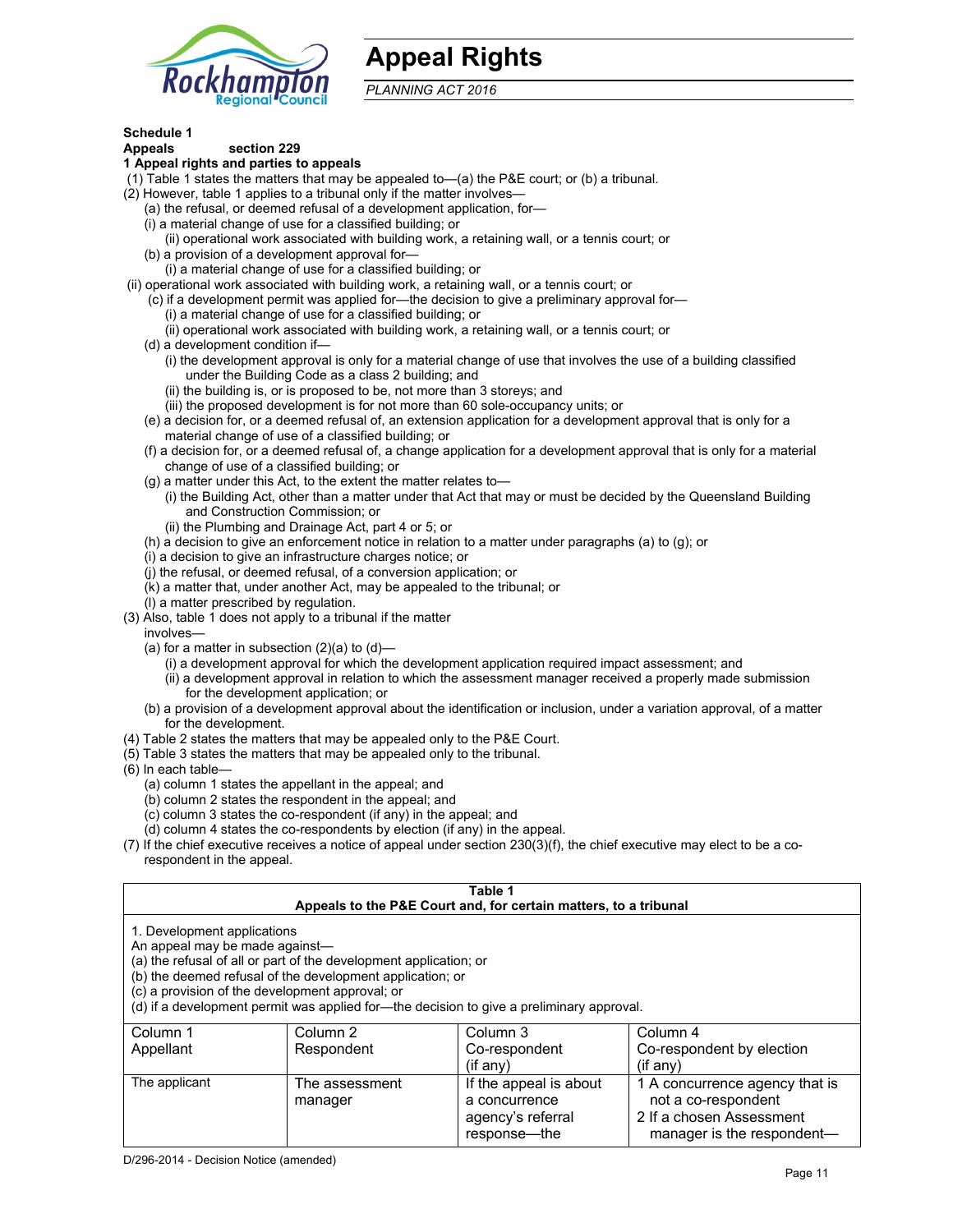# Appeal Rights

*PLANNING ACT 2016*

**Schedule 1**
**Appeals section 229**
**1 Appeal rights and parties to appeals**

(1) Table 1 states the matters that may be appealed to—(a) the P&E court; or (b) a tribunal.

(2) However, table 1 applies to a tribunal only if the matter involves—

(a) the refusal, or deemed refusal of a development application, for—

(i) a material change of use for a classified building; or

(ii) operational work associated with building work, a retaining wall, or a tennis court; or

(b) a provision of a development approval for—

(i) a material change of use for a classified building; or

(ii) operational work associated with building work, a retaining wall, or a tennis court; or

(c) if a development permit was applied for—the decision to give a preliminary approval for—

(i) a material change of use for a classified building; or

(ii) operational work associated with building work, a retaining wall, or a tennis court; or

(d) a development condition if—

(i) the development approval is only for a material change of use that involves the use of a building classified under the Building Code as a class 2 building; and

(ii) the building is, or is proposed to be, not more than 3 storeys; and

(iii) the proposed development is for not more than 60 sole-occupancy units; or

(e) a decision for, or a deemed refusal of, an extension application for a development approval that is only for a material change of use of a classified building; or

(f) a decision for, or a deemed refusal of, a change application for a development approval that is only for a material change of use of a classified building; or

(g) a matter under this Act, to the extent the matter relates to—

(i) the Building Act, other than a matter under that Act that may or must be decided by the Queensland Building and Construction Commission; or

(ii) the Plumbing and Drainage Act, part 4 or 5; or

(h) a decision to give an enforcement notice in relation to a matter under paragraphs (a) to (g); or

(i) a decision to give an infrastructure charges notice; or

(j) the refusal, or deemed refusal, of a conversion application; or

(k) a matter that, under another Act, may be appealed to the tribunal; or

(l) a matter prescribed by regulation.

(3) Also, table 1 does not apply to a tribunal if the matter involves—

(a) for a matter in subsection (2)(a) to (d)—

(i) a development approval for which the development application required impact assessment; and

(ii) a development approval in relation to which the assessment manager received a properly made submission for the development application; or

(b) a provision of a development approval about the identification or inclusion, under a variation approval, of a matter for the development.

(4) Table 2 states the matters that may be appealed only to the P&E Court.

(5) Table 3 states the matters that may be appealed only to the tribunal.

(6) In each table—

(a) column 1 states the appellant in the appeal; and

(b) column 2 states the respondent in the appeal; and

(c) column 3 states the co-respondent (if any) in the appeal; and

(d) column 4 states the co-respondents by election (if any) in the appeal.

(7) If the chief executive receives a notice of appeal under section 230(3)(f), the chief executive may elect to be a co-respondent in the appeal.

**Table 1**
**Appeals to the P&E Court and, for certain matters, to a tribunal**

1. Development applications
An appeal may be made against—
(a) the refusal of all or part of the development application; or
(b) the deemed refusal of the development application; or
(c) a provision of the development approval; or
(d) if a development permit was applied for—the decision to give a preliminary approval.

| Column 1<br>Appellant | Column 2<br>Respondent | Column 3<br>Co-respondent<br>(if any) | Column 4<br>Co-respondent by election<br>(if any) |
|---|---|---|---|
| The applicant | The assessment manager | If the appeal is about a concurrence agency's referral response—the | 1 A concurrence agency that is not a co-respondent<br>2 If a chosen Assessment manager is the respondent— |

D/296-2014 - Decision Notice (amended)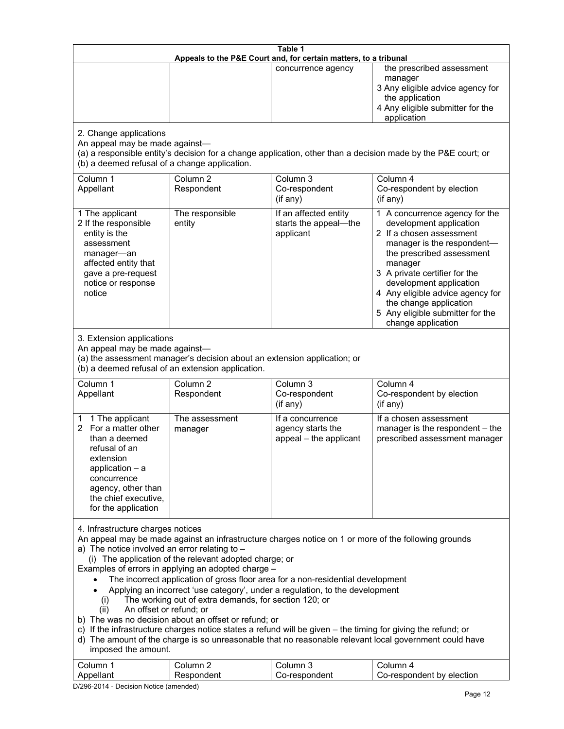**Table 1**
**Appeals to the P&E Court and, for certain matters, to a tribunal**

| | | | |
|---|---|---|---|
| | | concurrence agency | the prescribed assessment manager<br>3 Any eligible advice agency for the application<br>4 Any eligible submitter for the application |

2. Change applications
An appeal may be made against—
(a) a responsible entity's decision for a change application, other than a decision made by the P&E court; or
(b) a deemed refusal of a change application.

| Column 1<br>Appellant | Column 2<br>Respondent | Column 3<br>Co-respondent<br>(if any) | Column 4<br>Co-respondent by election<br>(if any) |
|---|---|---|---|
| 1 The applicant<br>2 If the responsible entity is the assessment manager—an affected entity that gave a pre-request notice or response notice | The responsible entity | If an affected entity starts the appeal—the applicant | 1 A concurrence agency for the development application<br>2 If a chosen assessment manager is the respondent—the prescribed assessment manager<br>3 A private certifier for the development application<br>4 Any eligible advice agency for the change application<br>5 Any eligible submitter for the change application |

3. Extension applications
An appeal may be made against—
(a) the assessment manager's decision about an extension application; or
(b) a deemed refusal of an extension application.

| Column 1<br>Appellant | Column 2<br>Respondent | Column 3<br>Co-respondent<br>(if any) | Column 4<br>Co-respondent by election<br>(if any) |
|---|---|---|---|
| 1 1 The applicant<br>2 For a matter other than a deemed refusal of an extension application – a concurrence agency, other than the chief executive, for the application | The assessment manager | If a concurrence agency starts the appeal – the applicant | If a chosen assessment manager is the respondent – the prescribed assessment manager |

4. Infrastructure charges notices
An appeal may be made against an infrastructure charges notice on 1 or more of the following grounds
a) The notice involved an error relating to –
   (i) The application of the relevant adopted charge; or
Examples of errors in applying an adopted charge –
- The incorrect application of gross floor area for a non-residential development
- Applying an incorrect 'use category', under a regulation, to the development
  (i) The working out of extra demands, for section 120; or
  (ii) An offset or refund; or
b) The was no decision about an offset or refund; or
c) If the infrastructure charges notice states a refund will be given – the timing for giving the refund; or
d) The amount of the charge is so unreasonable that no reasonable relevant local government could have imposed the amount.

| Column 1<br>Appellant | Column 2<br>Respondent | Column 3<br>Co-respondent | Column 4<br>Co-respondent by election |
|---|---|---|---|

D/296-2014 - Decision Notice (amended)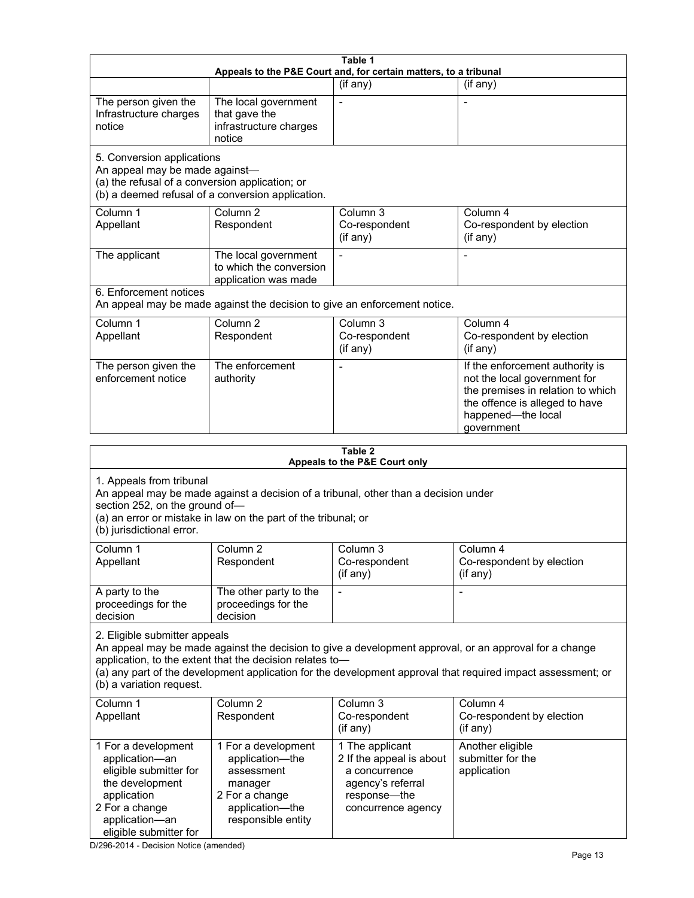**Table 1**
**Appeals to the P&E Court and, for certain matters, to a tribunal**

| | | (if any) | (if any) |
|---|---|---|---|
| The person given the Infrastructure charges notice | The local government that gave the infrastructure charges notice | - | - |

5. Conversion applications
An appeal may be made against—
(a) the refusal of a conversion application; or
(b) a deemed refusal of a conversion application.

| Column 1<br>Appellant | Column 2<br>Respondent | Column 3<br>Co-respondent<br>(if any) | Column 4<br>Co-respondent by election<br>(if any) |
|---|---|---|---|
| The applicant | The local government to which the conversion application was made | - | - |

6. Enforcement notices
An appeal may be made against the decision to give an enforcement notice.

| Column 1<br>Appellant | Column 2<br>Respondent | Column 3<br>Co-respondent<br>(if any) | Column 4<br>Co-respondent by election<br>(if any) |
|---|---|---|---|
| The person given the enforcement notice | The enforcement authority | - | If the enforcement authority is not the local government for the premises in relation to which the offence is alleged to have happened—the local government |

**Table 2**
**Appeals to the P&E Court only**

1. Appeals from tribunal
An appeal may be made against a decision of a tribunal, other than a decision under section 252, on the ground of—
(a) an error or mistake in law on the part of the tribunal; or
(b) jurisdictional error.

| Column 1<br>Appellant | Column 2<br>Respondent | Column 3<br>Co-respondent<br>(if any) | Column 4<br>Co-respondent by election<br>(if any) |
|---|---|---|---|
| A party to the proceedings for the decision | The other party to the proceedings for the decision | - | - |

2. Eligible submitter appeals
An appeal may be made against the decision to give a development approval, or an approval for a change application, to the extent that the decision relates to—
(a) any part of the development application for the development approval that required impact assessment; or
(b) a variation request.

| Column 1<br>Appellant | Column 2<br>Respondent | Column 3<br>Co-respondent<br>(if any) | Column 4<br>Co-respondent by election<br>(if any) |
|---|---|---|---|
| 1 For a development application—an eligible submitter for the development application<br>2 For a change application—an eligible submitter for | 1 For a development application—the assessment manager<br>2 For a change application—the responsible entity | 1 The applicant<br>2 If the appeal is about a concurrence agency's referral response—the concurrence agency | Another eligible submitter for the application |

D/296-2014 - Decision Notice (amended)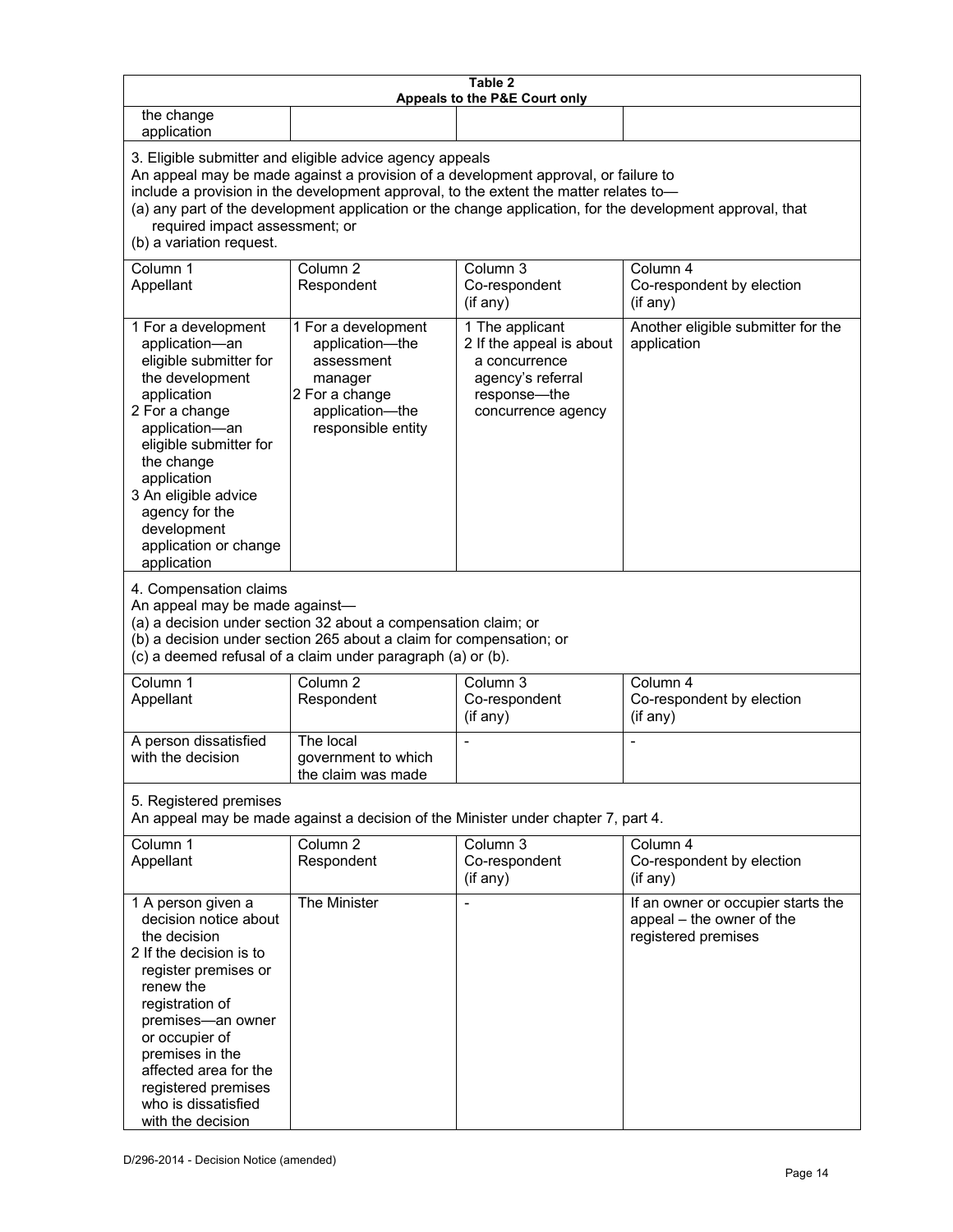**Table 2**
**Appeals to the P&E Court only**

| | | | |
|---|---|---|---|
| the change application | | | |

3. Eligible submitter and eligible advice agency appeals
An appeal may be made against a provision of a development approval, or failure to include a provision in the development approval, to the extent the matter relates to—
(a) any part of the development application or the change application, for the development approval, that required impact assessment; or
(b) a variation request.

| Column 1<br>Appellant | Column 2<br>Respondent | Column 3<br>Co-respondent<br>(if any) | Column 4<br>Co-respondent by election<br>(if any) |
|---|---|---|---|
| 1 For a development application—an eligible submitter for the development application<br>2 For a change application—an eligible submitter for the change application<br>3 An eligible advice agency for the development application or change application | 1 For a development application—the assessment manager<br>2 For a change application—the responsible entity | 1 The applicant<br>2 If the appeal is about a concurrence agency's referral response—the concurrence agency | Another eligible submitter for the application |

4. Compensation claims
An appeal may be made against—
(a) a decision under section 32 about a compensation claim; or
(b) a decision under section 265 about a claim for compensation; or
(c) a deemed refusal of a claim under paragraph (a) or (b).

| Column 1<br>Appellant | Column 2<br>Respondent | Column 3<br>Co-respondent<br>(if any) | Column 4<br>Co-respondent by election<br>(if any) |
|---|---|---|---|
| A person dissatisfied with the decision | The local government to which the claim was made | - | - |

5. Registered premises
An appeal may be made against a decision of the Minister under chapter 7, part 4.

| Column 1<br>Appellant | Column 2<br>Respondent | Column 3<br>Co-respondent<br>(if any) | Column 4<br>Co-respondent by election<br>(if any) |
|---|---|---|---|
| 1 A person given a decision notice about the decision<br>2 If the decision is to register premises or renew the registration of premises—an owner or occupier of premises in the affected area for the registered premises who is dissatisfied with the decision | The Minister | - | If an owner or occupier starts the appeal – the owner of the registered premises |

D/296-2014 - Decision Notice (amended)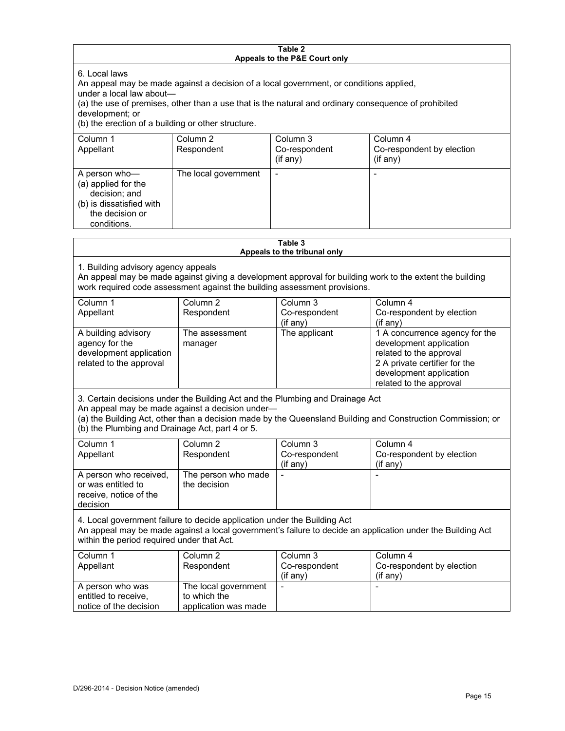**Table 2**
**Appeals to the P&E Court only**

6. Local laws
An appeal may be made against a decision of a local government, or conditions applied, under a local law about—
(a) the use of premises, other than a use that is the natural and ordinary consequence of prohibited development; or
(b) the erection of a building or other structure.

| Column 1<br>Appellant | Column 2<br>Respondent | Column 3<br>Co-respondent<br>(if any) | Column 4<br>Co-respondent by election<br>(if any) |
|---|---|---|---|
| A person who—<br>(a) applied for the decision; and<br>(b) is dissatisfied with the decision or conditions. | The local government | - | - |

**Table 3**
**Appeals to the tribunal only**

1. Building advisory agency appeals
An appeal may be made against giving a development approval for building work to the extent the building work required code assessment against the building assessment provisions.

| Column 1<br>Appellant | Column 2<br>Respondent | Column 3<br>Co-respondent<br>(if any) | Column 4<br>Co-respondent by election<br>(if any) |
|---|---|---|---|
| A building advisory agency for the development application related to the approval | The assessment manager | The applicant | 1 A concurrence agency for the development application related to the approval<br>2 A private certifier for the development application related to the approval |

3. Certain decisions under the Building Act and the Plumbing and Drainage Act
An appeal may be made against a decision under—
(a) the Building Act, other than a decision made by the Queensland Building and Construction Commission; or
(b) the Plumbing and Drainage Act, part 4 or 5.

| Column 1<br>Appellant | Column 2<br>Respondent | Column 3<br>Co-respondent<br>(if any) | Column 4<br>Co-respondent by election<br>(if any) |
|---|---|---|---|
| A person who received, or was entitled to receive, notice of the decision | The person who made the decision | - | - |

4. Local government failure to decide application under the Building Act
An appeal may be made against a local government's failure to decide an application under the Building Act within the period required under that Act.

| Column 1<br>Appellant | Column 2<br>Respondent | Column 3<br>Co-respondent<br>(if any) | Column 4<br>Co-respondent by election<br>(if any) |
|---|---|---|---|
| A person who was entitled to receive, notice of the decision | The local government to which the application was made | - | - |

D/296-2014 - Decision Notice (amended)